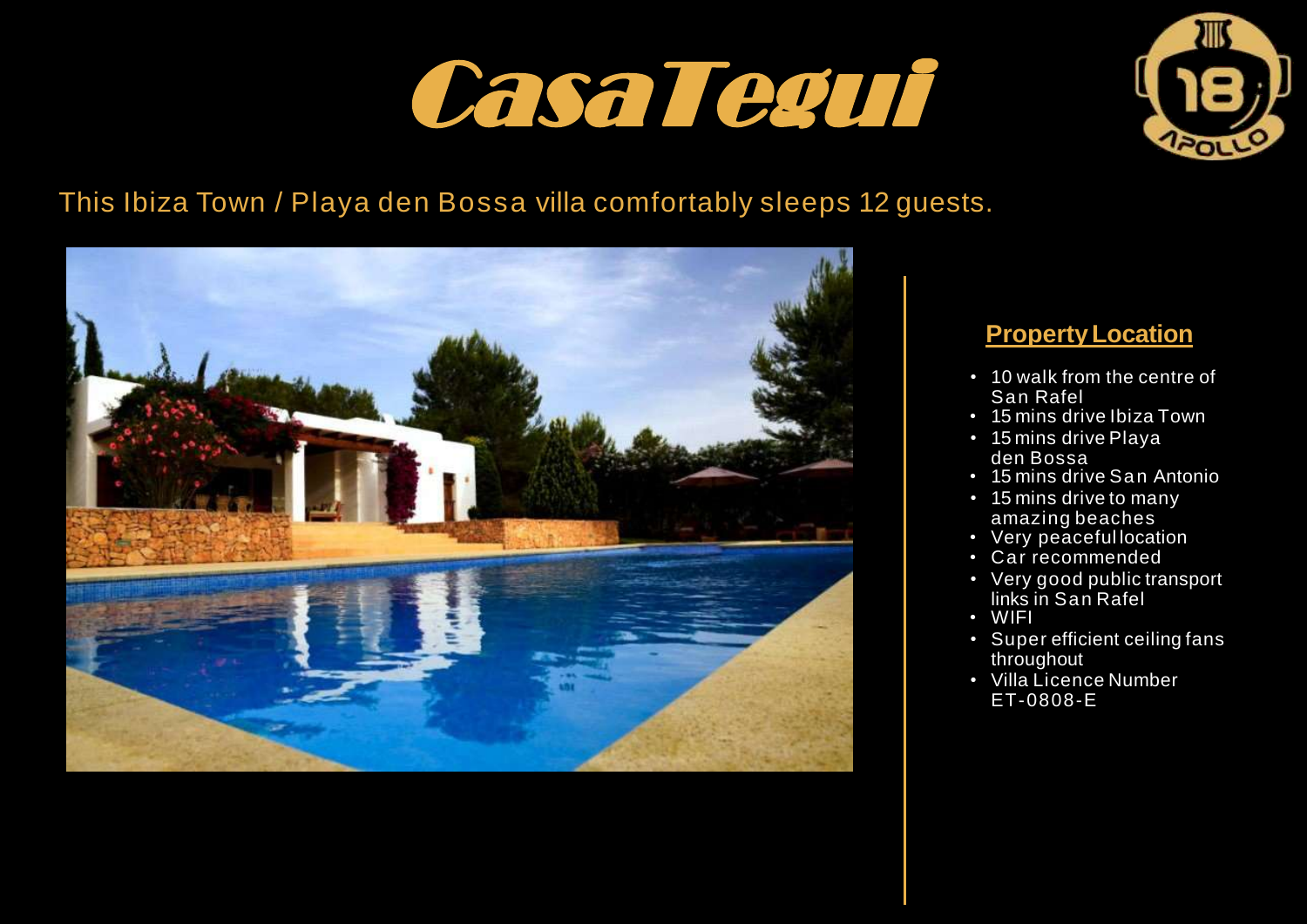# CasaTegui

This Ibiza Town / Playa den Bossa villa comfortably sleeps 12 guests.

## Property Location

- 10 walk from the centre of San Rafel
- 15 mins drive Ibiza Town
- 15 mins drive Playa den Bossa
- 15 mins drive San Antonio
- 15 mins drive to many amazing beaches
- Very peaceful location
- Car recommended
- Very good public transport links in San Rafel
- WIFI
- Super efficient ceiling fans throughout
- Villa Licence Number ET-0808-E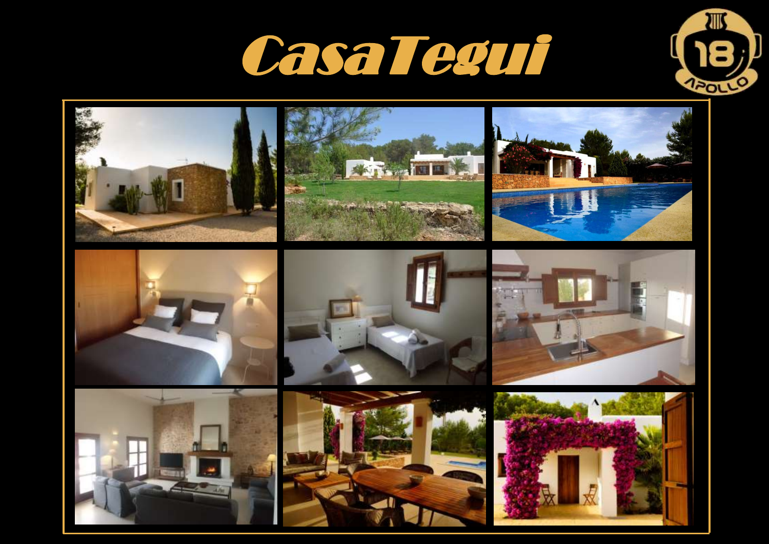# CasaTegui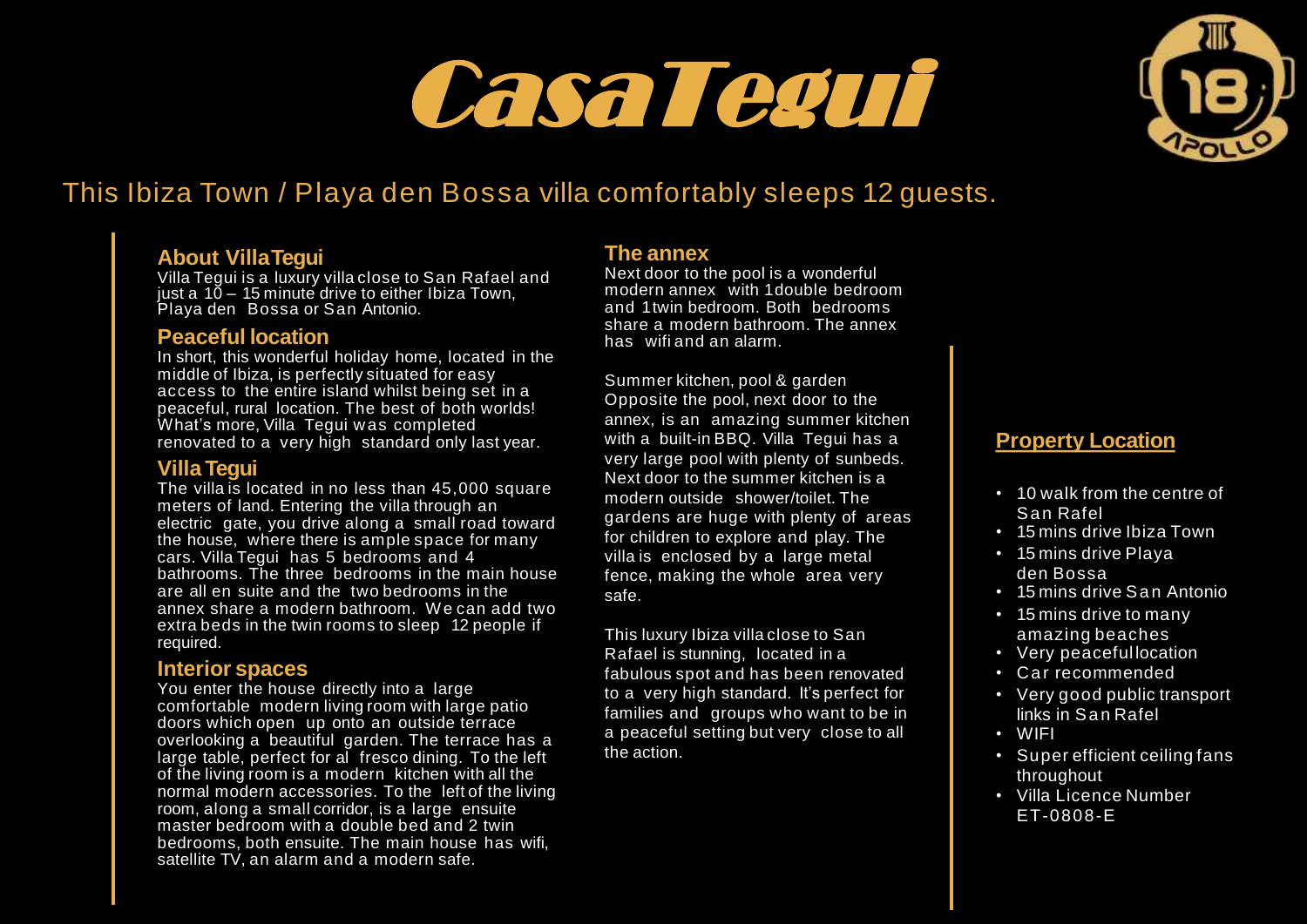# CasaTegui

This Ibiza Town / Playa den Bossa villa comfortably sleeps 12 guests.

### About VillaTegui

Villa Tegui is a luxury villa close to San Rafael and just a 10 – 15 minute drive to either Ibiza Town, Playa den Bossa or San Antonio.

### Peaceful location

In short, this wonderful holiday home, located in the middle of Ibiza, is perfectly situated for easy access to the entire island whilst being set in a peaceful, rural location. The best of both worlds! What's more, Villa Tegui was completed renovated to a very high standard only last year.

### Villa Tegui

The villa is located in no less than 45,000 square meters of land. Entering the villa through an electric gate, you drive along a small road toward the house, where there is ample space for many cars. Villa Tegui has 5 bedrooms and 4 bathrooms. The three bedrooms in the main house are all en suite and the two bedrooms in the annex share a modern bathroom. We can add two extra beds in the twin rooms to sleep 12 people if required.

### Interior spaces

You enter the house directly into a large comfortable modern living room with large patio doors which open up onto an outside terrace overlooking a beautiful garden. The terrace has a large table, perfect for al fresco dining. To the left of the living room is a modern kitchen with all the normal modern accessories. To the left of the living room, along a small corridor, is a large ensuite master bedroom with a double bed and 2 twin bedrooms, both ensuite. The main house has wifi, satellite TV, an alarm and a modern safe.

### The annex

Next door to the pool is a wonderful modern annex with 1double bedroom and 1twin bedroom. Both bedrooms share a modern bathroom. The annex has wifi and an alarm.

Summer kitchen, pool & garden
Opposite the pool, next door to the annex, is an amazing summer kitchen with a built-in BBQ. Villa Tegui has a very large pool with plenty of sunbeds. Next door to the summer kitchen is a modern outside shower/toilet. The gardens are huge with plenty of areas for children to explore and play. The villa is enclosed by a large metal fence, making the whole area very safe.

This luxury Ibiza villa close to San Rafael is stunning, located in a fabulous spot and has been renovated to a very high standard. It's perfect for families and groups who want to be in a peaceful setting but very close to all the action.

### Property Location

- 10 walk from the centre of San Rafel
- 15 mins drive Ibiza Town
- 15 mins drive Playa den Bossa
- 15 mins drive San Antonio
- 15 mins drive to many amazing beaches
- Very peaceful location
- Car recommended
- Very good public transport links in San Rafel
- WIFI
- Super efficient ceiling fans throughout
- Villa Licence Number ET-0808-E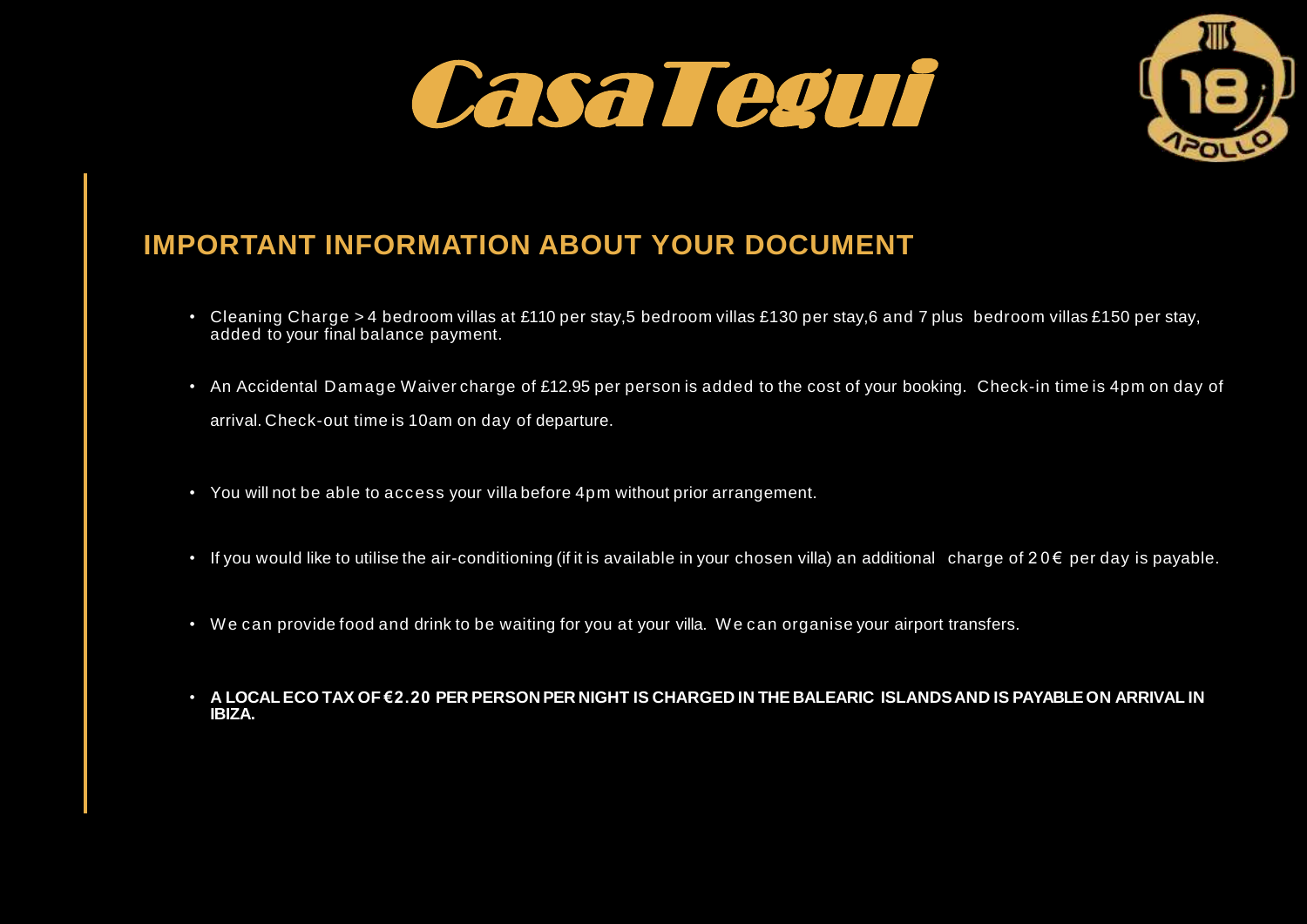# CasaTegui

## IMPORTANT INFORMATION ABOUT YOUR DOCUMENT

- Cleaning Charge > 4 bedroom villas at £110 per stay,5 bedroom villas £130 per stay,6 and 7 plus bedroom villas £150 per stay, added to your final balance payment.
- An Accidental Damage Waiver charge of £12.95 per person is added to the cost of your booking. Check-in time is 4pm on day of arrival. Check-out time is 10am on day of departure.
- You will not be able to access your villa before 4pm without prior arrangement.
- If you would like to utilise the air-conditioning (if it is available in your chosen villa) an additional charge of 20€ per day is payable.
- We can provide food and drink to be waiting for you at your villa. We can organise your airport transfers.
- **A LOCAL ECO TAX OF €2.20 PER PERSON PER NIGHT IS CHARGED IN THE BALEARIC ISLANDS AND IS PAYABLE ON ARRIVAL IN IBIZA.**